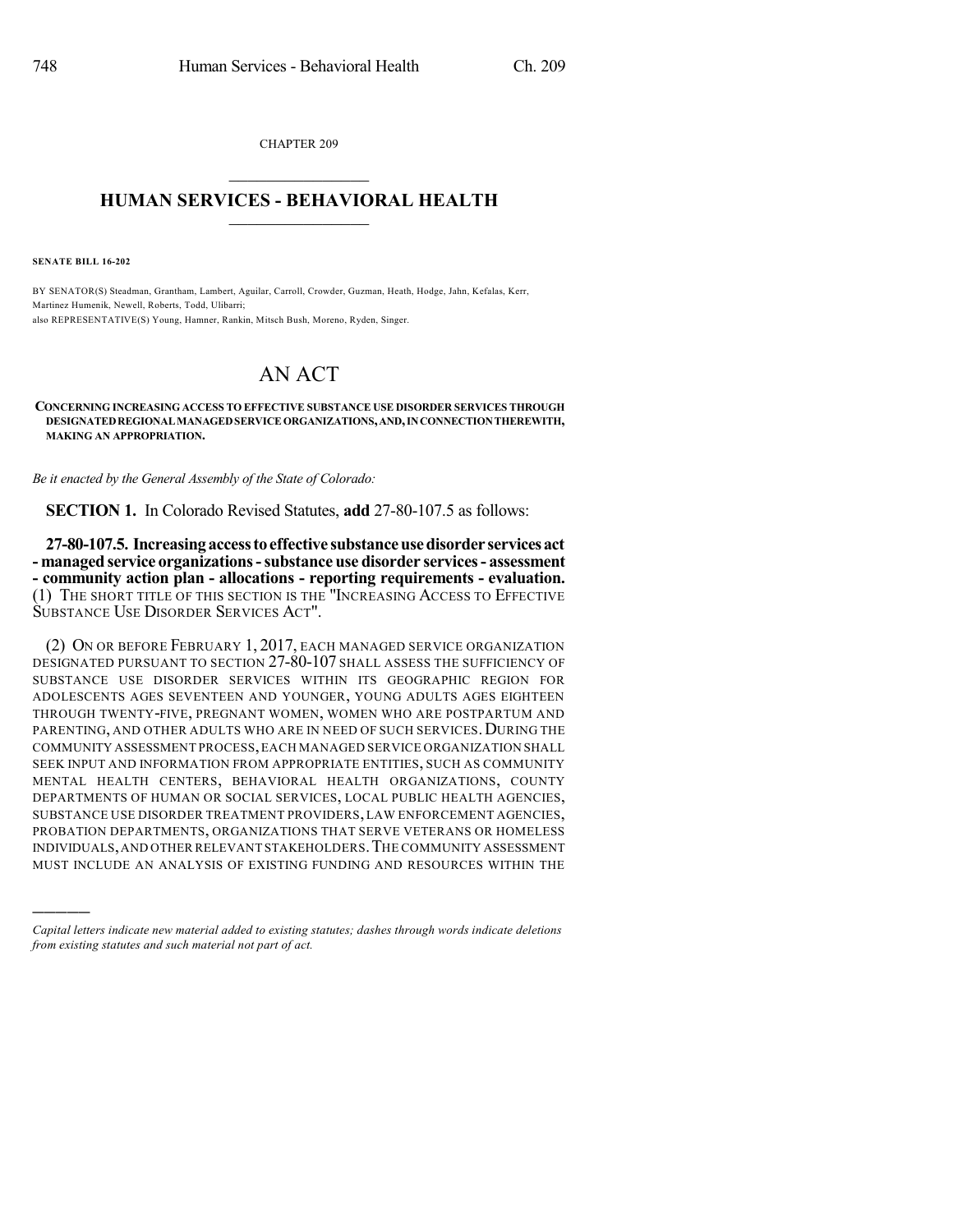CHAPTER 209

# HUMAN SERVICES - BEHAVIORAL HEALTH

**SENATE BILL 16-202**

BY SENATOR(S) Steadman, Grantham, Lambert, Aguilar, Carroll, Crowder, Guzman, Heath, Hodge, Jahn, Kefalas, Kerr, Martinez Humenik, Newell, Roberts, Todd, Ulibarri;
also REPRESENTATIVE(S) Young, Hamner, Rankin, Mitsch Bush, Moreno, Ryden, Singer.

# AN ACT

**CONCERNING INCREASING ACCESS TO EFFECTIVE SUBSTANCE USE DISORDER SERVICES THROUGH DESIGNATED REGIONAL MANAGED SERVICE ORGANIZATIONS, AND, IN CONNECTION THEREWITH, MAKING AN APPROPRIATION.**

*Be it enacted by the General Assembly of the State of Colorado:*

**SECTION 1.** In Colorado Revised Statutes, **add** 27-80-107.5 as follows:

**27-80-107.5. Increasing access to effective substance use disorder services act - managed service organizations - substance use disorder services - assessment - community action plan - allocations - reporting requirements - evaluation.** (1) THE SHORT TITLE OF THIS SECTION IS THE "INCREASING ACCESS TO EFFECTIVE SUBSTANCE USE DISORDER SERVICES ACT".

(2) ON OR BEFORE FEBRUARY 1, 2017, EACH MANAGED SERVICE ORGANIZATION DESIGNATED PURSUANT TO SECTION 27-80-107 SHALL ASSESS THE SUFFICIENCY OF SUBSTANCE USE DISORDER SERVICES WITHIN ITS GEOGRAPHIC REGION FOR ADOLESCENTS AGES SEVENTEEN AND YOUNGER, YOUNG ADULTS AGES EIGHTEEN THROUGH TWENTY-FIVE, PREGNANT WOMEN, WOMEN WHO ARE POSTPARTUM AND PARENTING, AND OTHER ADULTS WHO ARE IN NEED OF SUCH SERVICES. DURING THE COMMUNITY ASSESSMENT PROCESS, EACH MANAGED SERVICE ORGANIZATION SHALL SEEK INPUT AND INFORMATION FROM APPROPRIATE ENTITIES, SUCH AS COMMUNITY MENTAL HEALTH CENTERS, BEHAVIORAL HEALTH ORGANIZATIONS, COUNTY DEPARTMENTS OF HUMAN OR SOCIAL SERVICES, LOCAL PUBLIC HEALTH AGENCIES, SUBSTANCE USE DISORDER TREATMENT PROVIDERS, LAW ENFORCEMENT AGENCIES, PROBATION DEPARTMENTS, ORGANIZATIONS THAT SERVE VETERANS OR HOMELESS INDIVIDUALS, AND OTHER RELEVANT STAKEHOLDERS. THE COMMUNITY ASSESSMENT MUST INCLUDE AN ANALYSIS OF EXISTING FUNDING AND RESOURCES WITHIN THE

---

*Capital letters indicate new material added to existing statutes; dashes through words indicate deletions from existing statutes and such material not part of act.*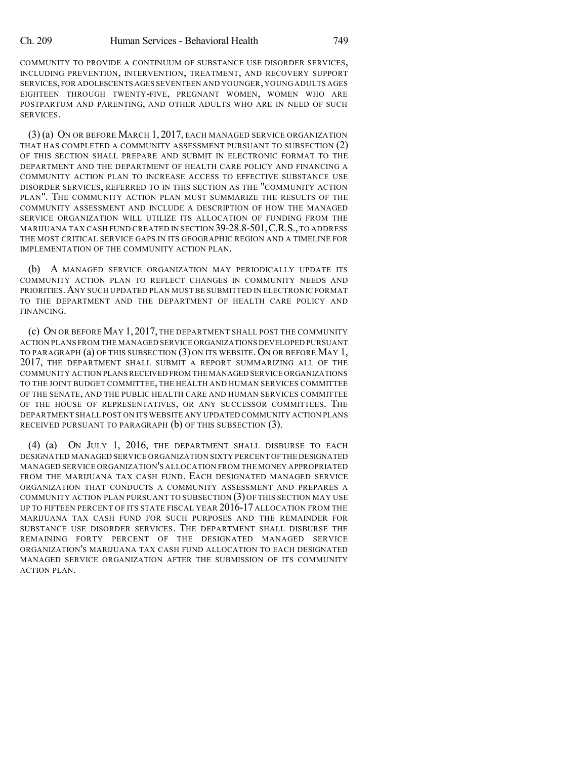COMMUNITY TO PROVIDE A CONTINUUM OF SUBSTANCE USE DISORDER SERVICES, INCLUDING PREVENTION, INTERVENTION, TREATMENT, AND RECOVERY SUPPORT SERVICES, FOR ADOLESCENTS AGES SEVENTEEN AND YOUNGER, YOUNG ADULTS AGES EIGHTEEN THROUGH TWENTY-FIVE, PREGNANT WOMEN, WOMEN WHO ARE POSTPARTUM AND PARENTING, AND OTHER ADULTS WHO ARE IN NEED OF SUCH SERVICES.

(3) (a) ON OR BEFORE MARCH 1, 2017, EACH MANAGED SERVICE ORGANIZATION THAT HAS COMPLETED A COMMUNITY ASSESSMENT PURSUANT TO SUBSECTION (2) OF THIS SECTION SHALL PREPARE AND SUBMIT IN ELECTRONIC FORMAT TO THE DEPARTMENT AND THE DEPARTMENT OF HEALTH CARE POLICY AND FINANCING A COMMUNITY ACTION PLAN TO INCREASE ACCESS TO EFFECTIVE SUBSTANCE USE DISORDER SERVICES, REFERRED TO IN THIS SECTION AS THE "COMMUNITY ACTION PLAN". THE COMMUNITY ACTION PLAN MUST SUMMARIZE THE RESULTS OF THE COMMUNITY ASSESSMENT AND INCLUDE A DESCRIPTION OF HOW THE MANAGED SERVICE ORGANIZATION WILL UTILIZE ITS ALLOCATION OF FUNDING FROM THE MARIJUANA TAX CASH FUND CREATED IN SECTION 39-28.8-501, C.R.S., TO ADDRESS THE MOST CRITICAL SERVICE GAPS IN ITS GEOGRAPHIC REGION AND A TIMELINE FOR IMPLEMENTATION OF THE COMMUNITY ACTION PLAN.

(b) A MANAGED SERVICE ORGANIZATION MAY PERIODICALLY UPDATE ITS COMMUNITY ACTION PLAN TO REFLECT CHANGES IN COMMUNITY NEEDS AND PRIORITIES. ANY SUCH UPDATED PLAN MUST BE SUBMITTED IN ELECTRONIC FORMAT TO THE DEPARTMENT AND THE DEPARTMENT OF HEALTH CARE POLICY AND FINANCING.

(c) ON OR BEFORE MAY 1, 2017, THE DEPARTMENT SHALL POST THE COMMUNITY ACTION PLANS FROM THE MANAGED SERVICE ORGANIZATIONS DEVELOPED PURSUANT TO PARAGRAPH (a) OF THIS SUBSECTION (3) ON ITS WEBSITE. ON OR BEFORE MAY 1, 2017, THE DEPARTMENT SHALL SUBMIT A REPORT SUMMARIZING ALL OF THE COMMUNITY ACTION PLANS RECEIVED FROM THE MANAGED SERVICE ORGANIZATIONS TO THE JOINT BUDGET COMMITTEE, THE HEALTH AND HUMAN SERVICES COMMITTEE OF THE SENATE, AND THE PUBLIC HEALTH CARE AND HUMAN SERVICES COMMITTEE OF THE HOUSE OF REPRESENTATIVES, OR ANY SUCCESSOR COMMITTEES. THE DEPARTMENT SHALL POST ON ITS WEBSITE ANY UPDATED COMMUNITY ACTION PLANS RECEIVED PURSUANT TO PARAGRAPH (b) OF THIS SUBSECTION (3).

(4) (a) ON JULY 1, 2016, THE DEPARTMENT SHALL DISBURSE TO EACH DESIGNATED MANAGED SERVICE ORGANIZATION SIXTY PERCENT OF THE DESIGNATED MANAGED SERVICE ORGANIZATION'S ALLOCATION FROM THE MONEY APPROPRIATED FROM THE MARIJUANA TAX CASH FUND. EACH DESIGNATED MANAGED SERVICE ORGANIZATION THAT CONDUCTS A COMMUNITY ASSESSMENT AND PREPARES A COMMUNITY ACTION PLAN PURSUANT TO SUBSECTION (3) OF THIS SECTION MAY USE UP TO FIFTEEN PERCENT OF ITS STATE FISCAL YEAR 2016-17 ALLOCATION FROM THE MARIJUANA TAX CASH FUND FOR SUCH PURPOSES AND THE REMAINDER FOR SUBSTANCE USE DISORDER SERVICES. THE DEPARTMENT SHALL DISBURSE THE REMAINING FORTY PERCENT OF THE DESIGNATED MANAGED SERVICE ORGANIZATION'S MARIJUANA TAX CASH FUND ALLOCATION TO EACH DESIGNATED MANAGED SERVICE ORGANIZATION AFTER THE SUBMISSION OF ITS COMMUNITY ACTION PLAN.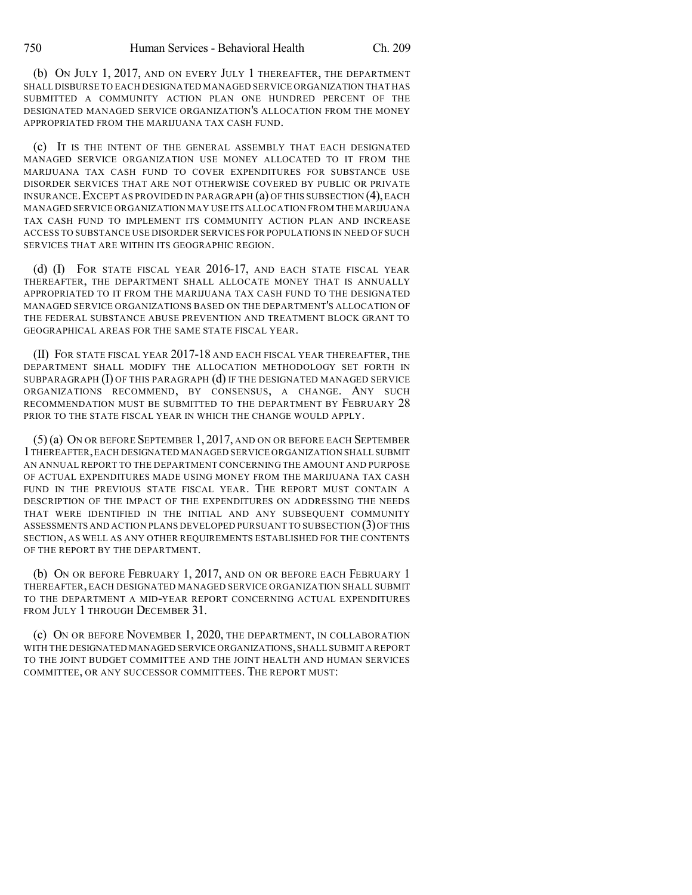(b) ON JULY 1, 2017, AND ON EVERY JULY 1 THEREAFTER, THE DEPARTMENT SHALL DISBURSE TO EACH DESIGNATED MANAGED SERVICE ORGANIZATION THAT HAS SUBMITTED A COMMUNITY ACTION PLAN ONE HUNDRED PERCENT OF THE DESIGNATED MANAGED SERVICE ORGANIZATION'S ALLOCATION FROM THE MONEY APPROPRIATED FROM THE MARIJUANA TAX CASH FUND.

(c) IT IS THE INTENT OF THE GENERAL ASSEMBLY THAT EACH DESIGNATED MANAGED SERVICE ORGANIZATION USE MONEY ALLOCATED TO IT FROM THE MARIJUANA TAX CASH FUND TO COVER EXPENDITURES FOR SUBSTANCE USE DISORDER SERVICES THAT ARE NOT OTHERWISE COVERED BY PUBLIC OR PRIVATE INSURANCE. EXCEPT AS PROVIDED IN PARAGRAPH (a) OF THIS SUBSECTION (4), EACH MANAGED SERVICE ORGANIZATION MAY USE ITS ALLOCATION FROM THE MARIJUANA TAX CASH FUND TO IMPLEMENT ITS COMMUNITY ACTION PLAN AND INCREASE ACCESS TO SUBSTANCE USE DISORDER SERVICES FOR POPULATIONS IN NEED OF SUCH SERVICES THAT ARE WITHIN ITS GEOGRAPHIC REGION.

(d) (I) FOR STATE FISCAL YEAR 2016-17, AND EACH STATE FISCAL YEAR THEREAFTER, THE DEPARTMENT SHALL ALLOCATE MONEY THAT IS ANNUALLY APPROPRIATED TO IT FROM THE MARIJUANA TAX CASH FUND TO THE DESIGNATED MANAGED SERVICE ORGANIZATIONS BASED ON THE DEPARTMENT'S ALLOCATION OF THE FEDERAL SUBSTANCE ABUSE PREVENTION AND TREATMENT BLOCK GRANT TO GEOGRAPHICAL AREAS FOR THE SAME STATE FISCAL YEAR.

(II) FOR STATE FISCAL YEAR 2017-18 AND EACH FISCAL YEAR THEREAFTER, THE DEPARTMENT SHALL MODIFY THE ALLOCATION METHODOLOGY SET FORTH IN SUBPARAGRAPH (I) OF THIS PARAGRAPH (d) IF THE DESIGNATED MANAGED SERVICE ORGANIZATIONS RECOMMEND, BY CONSENSUS, A CHANGE. ANY SUCH RECOMMENDATION MUST BE SUBMITTED TO THE DEPARTMENT BY FEBRUARY 28 PRIOR TO THE STATE FISCAL YEAR IN WHICH THE CHANGE WOULD APPLY.

(5) (a) ON OR BEFORE SEPTEMBER 1, 2017, AND ON OR BEFORE EACH SEPTEMBER 1 THEREAFTER, EACH DESIGNATED MANAGED SERVICE ORGANIZATION SHALL SUBMIT AN ANNUAL REPORT TO THE DEPARTMENT CONCERNING THE AMOUNT AND PURPOSE OF ACTUAL EXPENDITURES MADE USING MONEY FROM THE MARIJUANA TAX CASH FUND IN THE PREVIOUS STATE FISCAL YEAR. THE REPORT MUST CONTAIN A DESCRIPTION OF THE IMPACT OF THE EXPENDITURES ON ADDRESSING THE NEEDS THAT WERE IDENTIFIED IN THE INITIAL AND ANY SUBSEQUENT COMMUNITY ASSESSMENTS AND ACTION PLANS DEVELOPED PURSUANT TO SUBSECTION (3) OF THIS SECTION, AS WELL AS ANY OTHER REQUIREMENTS ESTABLISHED FOR THE CONTENTS OF THE REPORT BY THE DEPARTMENT.

(b) ON OR BEFORE FEBRUARY 1, 2017, AND ON OR BEFORE EACH FEBRUARY 1 THEREAFTER, EACH DESIGNATED MANAGED SERVICE ORGANIZATION SHALL SUBMIT TO THE DEPARTMENT A MID-YEAR REPORT CONCERNING ACTUAL EXPENDITURES FROM JULY 1 THROUGH DECEMBER 31.

(c) ON OR BEFORE NOVEMBER 1, 2020, THE DEPARTMENT, IN COLLABORATION WITH THE DESIGNATED MANAGED SERVICE ORGANIZATIONS, SHALL SUBMIT A REPORT TO THE JOINT BUDGET COMMITTEE AND THE JOINT HEALTH AND HUMAN SERVICES COMMITTEE, OR ANY SUCCESSOR COMMITTEES. THE REPORT MUST: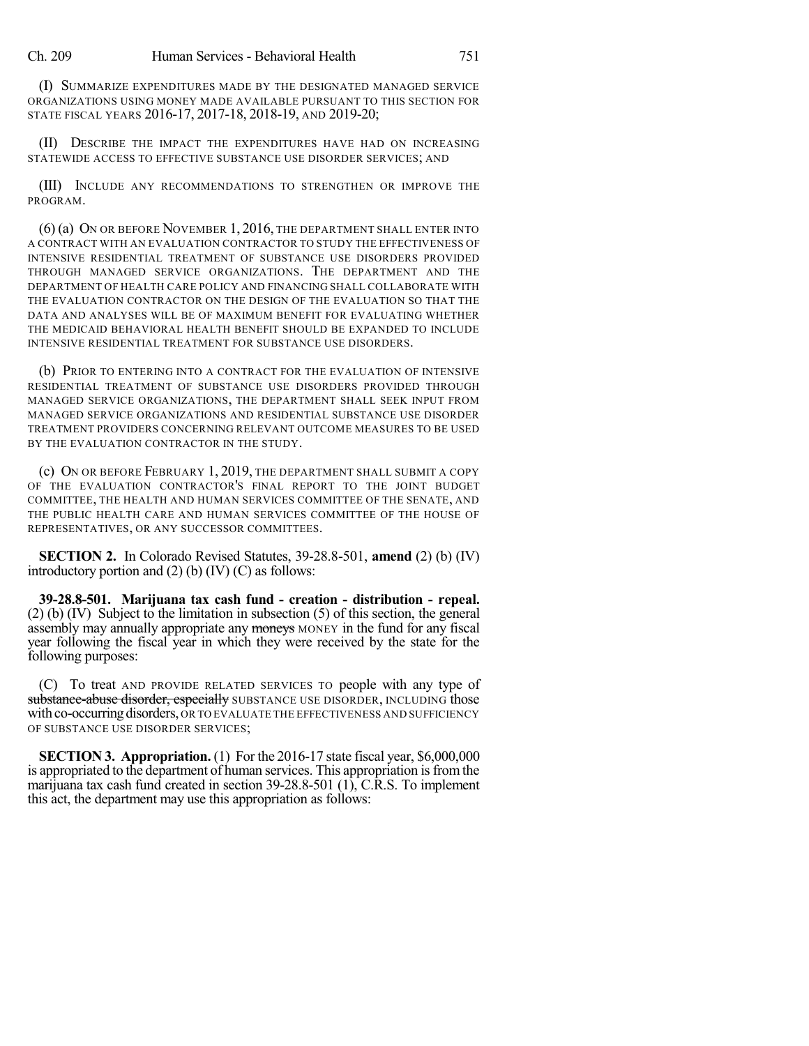(I) SUMMARIZE EXPENDITURES MADE BY THE DESIGNATED MANAGED SERVICE ORGANIZATIONS USING MONEY MADE AVAILABLE PURSUANT TO THIS SECTION FOR STATE FISCAL YEARS 2016-17, 2017-18, 2018-19, AND 2019-20;

(II) DESCRIBE THE IMPACT THE EXPENDITURES HAVE HAD ON INCREASING STATEWIDE ACCESS TO EFFECTIVE SUBSTANCE USE DISORDER SERVICES; AND

(III) INCLUDE ANY RECOMMENDATIONS TO STRENGTHEN OR IMPROVE THE PROGRAM.

(6) (a) ON OR BEFORE NOVEMBER 1, 2016, THE DEPARTMENT SHALL ENTER INTO A CONTRACT WITH AN EVALUATION CONTRACTOR TO STUDY THE EFFECTIVENESS OF INTENSIVE RESIDENTIAL TREATMENT OF SUBSTANCE USE DISORDERS PROVIDED THROUGH MANAGED SERVICE ORGANIZATIONS. THE DEPARTMENT AND THE DEPARTMENT OF HEALTH CARE POLICY AND FINANCING SHALL COLLABORATE WITH THE EVALUATION CONTRACTOR ON THE DESIGN OF THE EVALUATION SO THAT THE DATA AND ANALYSES WILL BE OF MAXIMUM BENEFIT FOR EVALUATING WHETHER THE MEDICAID BEHAVIORAL HEALTH BENEFIT SHOULD BE EXPANDED TO INCLUDE INTENSIVE RESIDENTIAL TREATMENT FOR SUBSTANCE USE DISORDERS.

(b) PRIOR TO ENTERING INTO A CONTRACT FOR THE EVALUATION OF INTENSIVE RESIDENTIAL TREATMENT OF SUBSTANCE USE DISORDERS PROVIDED THROUGH MANAGED SERVICE ORGANIZATIONS, THE DEPARTMENT SHALL SEEK INPUT FROM MANAGED SERVICE ORGANIZATIONS AND RESIDENTIAL SUBSTANCE USE DISORDER TREATMENT PROVIDERS CONCERNING RELEVANT OUTCOME MEASURES TO BE USED BY THE EVALUATION CONTRACTOR IN THE STUDY.

(c) ON OR BEFORE FEBRUARY 1, 2019, THE DEPARTMENT SHALL SUBMIT A COPY OF THE EVALUATION CONTRACTOR'S FINAL REPORT TO THE JOINT BUDGET COMMITTEE, THE HEALTH AND HUMAN SERVICES COMMITTEE OF THE SENATE, AND THE PUBLIC HEALTH CARE AND HUMAN SERVICES COMMITTEE OF THE HOUSE OF REPRESENTATIVES, OR ANY SUCCESSOR COMMITTEES.

**SECTION 2.** In Colorado Revised Statutes, 39-28.8-501, **amend** (2) (b) (IV) introductory portion and (2) (b) (IV) (C) as follows:

**39-28.8-501. Marijuana tax cash fund - creation - distribution - repeal.** (2) (b) (IV) Subject to the limitation in subsection (5) of this section, the general assembly may annually appropriate any ~~moneys~~ MONEY in the fund for any fiscal year following the fiscal year in which they were received by the state for the following purposes:

(C) To treat AND PROVIDE RELATED SERVICES TO people with any type of ~~substance-abuse disorder, especially~~ SUBSTANCE USE DISORDER, INCLUDING those with co-occurring disorders, OR TO EVALUATE THE EFFECTIVENESS AND SUFFICIENCY OF SUBSTANCE USE DISORDER SERVICES;

**SECTION 3. Appropriation.** (1) For the 2016-17 state fiscal year, $6,000,000 is appropriated to the department of human services. This appropriation is from the marijuana tax cash fund created in section 39-28.8-501 (1), C.R.S. To implement this act, the department may use this appropriation as follows: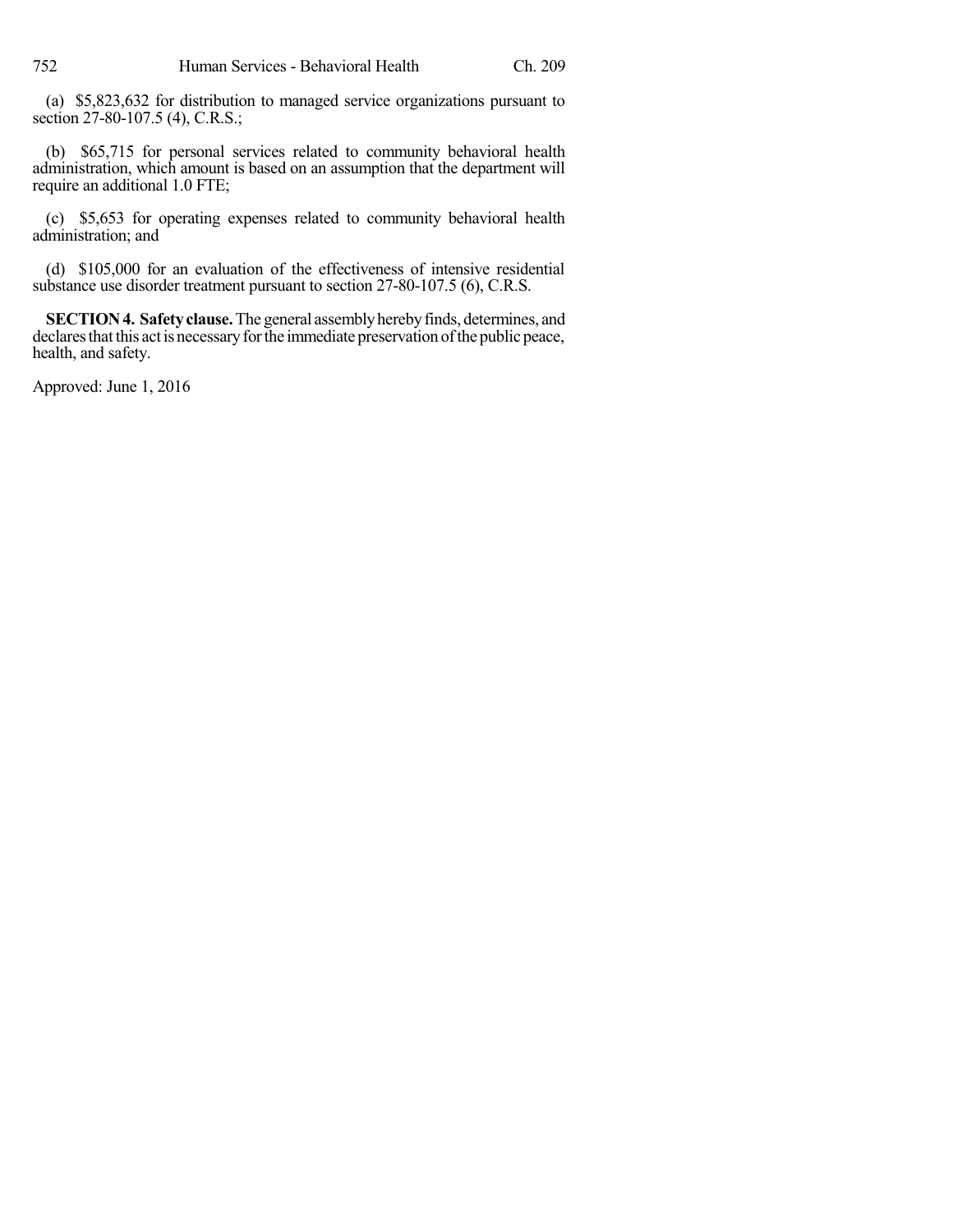(a) $5,823,632 for distribution to managed service organizations pursuant to section 27-80-107.5 (4), C.R.S.;

(b) $65,715 for personal services related to community behavioral health administration, which amount is based on an assumption that the department will require an additional 1.0 FTE;

(c) $5,653 for operating expenses related to community behavioral health administration; and

(d) $105,000 for an evaluation of the effectiveness of intensive residential substance use disorder treatment pursuant to section 27-80-107.5 (6), C.R.S.

**SECTION 4. Safety clause.** The general assembly hereby finds, determines, and declares that this act is necessary for the immediate preservation of the public peace, health, and safety.

Approved: June 1, 2016